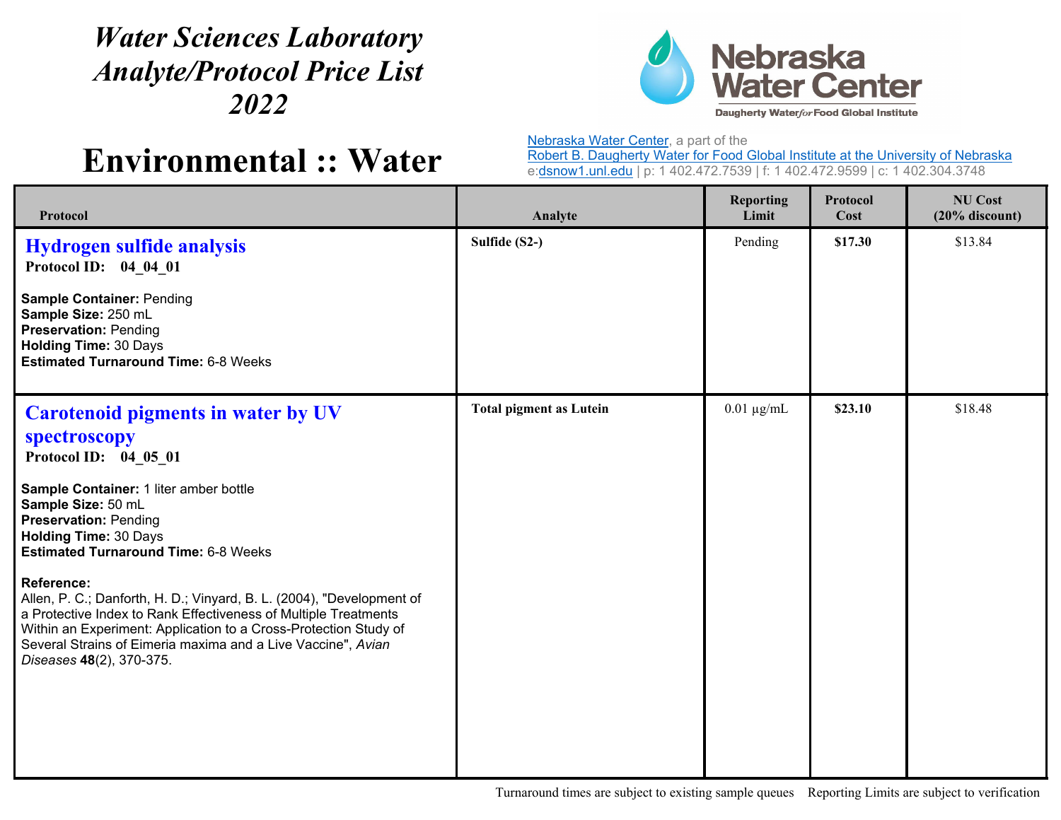# *Water Sciences Laboratory Analyte/Protocol Price List 2022*

Nebraska Water Center
Daugherty Water*for*Food Global Institute

# Environmental :: Water

Nebraska Water Center, a part of the
Robert B. Daugherty Water for Food Global Institute at the University of Nebraska
e:dsnow1.unl.edu | p: 1 402.472.7539 | f: 1 402.472.9599 | c: 1 402.304.3748

| Protocol | Analyte | Reporting Limit | Protocol Cost | NU Cost (20% discount) |
|---|---|---|---|---|
| **Hydrogen sulfide analysis**<br>**Protocol ID: 04_04_01**<br><br>**Sample Container:** Pending<br>**Sample Size:** 250 mL<br>**Preservation:** Pending<br>**Holding Time:** 30 Days<br>**Estimated Turnaround Time:** 6-8 Weeks | **Sulfide (S2-)** | Pending | **$17.30** | $13.84 |
| **Carotenoid pigments in water by UV spectroscopy**<br>**Protocol ID: 04_05_01**<br><br>**Sample Container:** 1 liter amber bottle<br>**Sample Size:** 50 mL<br>**Preservation:** Pending<br>**Holding Time:** 30 Days<br>**Estimated Turnaround Time:** 6-8 Weeks<br><br>**Reference:**<br>Allen, P. C.; Danforth, H. D.; Vinyard, B. L. (2004), "Development of a Protective Index to Rank Effectiveness of Multiple Treatments Within an Experiment: Application to a Cross-Protection Study of Several Strains of Eimeria maxima and a Live Vaccine", *Avian Diseases* **48**(2), 370-375. | **Total pigment as Lutein** | 0.01 µg/mL | **$23.10** | $18.48 |

Turnaround times are subject to existing sample queues    Reporting Limits are subject to verification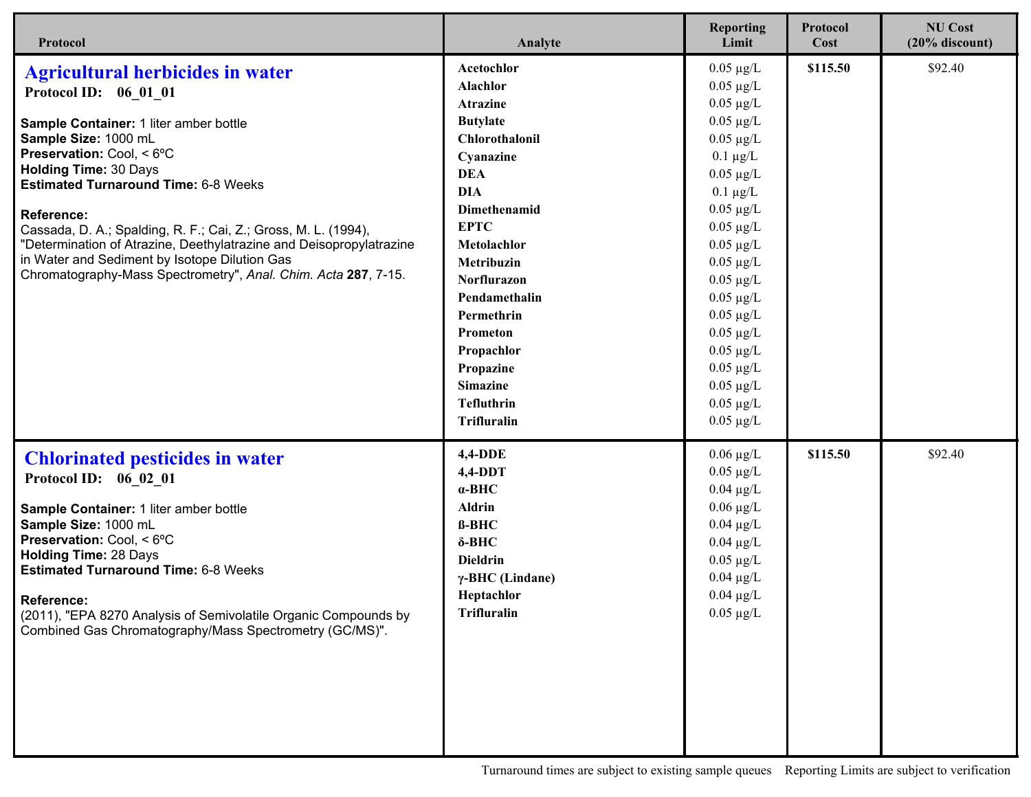| Protocol | Analyte | Reporting Limit | Protocol Cost | NU Cost (20% discount) |
| --- | --- | --- | --- | --- |
| **Agricultural herbicides in water**<br>**Protocol ID: 06_01_01**<br><br>**Sample Container:** 1 liter amber bottle<br>**Sample Size:** 1000 mL<br>**Preservation:** Cool, < 6ºC<br>**Holding Time:** 30 Days<br>**Estimated Turnaround Time:** 6-8 Weeks<br><br>**Reference:**<br>Cassada, D. A.; Spalding, R. F.; Cai, Z.; Gross, M. L. (1994), "Determination of Atrazine, Deethylatrazine and Deisopropylatrazine in Water and Sediment by Isotope Dilution Gas Chromatography-Mass Spectrometry", *Anal. Chim. Acta* **287**, 7-15. | **Acetochlor** | 0.05 µg/L | **$115.50** | $92.40 |
| | **Alachlor** | 0.05 µg/L | | |
| | **Atrazine** | 0.05 µg/L | | |
| | **Butylate** | 0.05 µg/L | | |
| | **Chlorothalonil** | 0.05 µg/L | | |
| | **Cyanazine** | 0.1 µg/L | | |
| | **DEA** | 0.05 µg/L | | |
| | **DIA** | 0.1 µg/L | | |
| | **Dimethenamid** | 0.05 µg/L | | |
| | **EPTC** | 0.05 µg/L | | |
| | **Metolachlor** | 0.05 µg/L | | |
| | **Metribuzin** | 0.05 µg/L | | |
| | **Norflurazon** | 0.05 µg/L | | |
| | **Pendamethalin** | 0.05 µg/L | | |
| | **Permethrin** | 0.05 µg/L | | |
| | **Prometon** | 0.05 µg/L | | |
| | **Propachlor** | 0.05 µg/L | | |
| | **Propazine** | 0.05 µg/L | | |
| | **Simazine** | 0.05 µg/L | | |
| | **Tefluthrin** | 0.05 µg/L | | |
| | **Trifluralin** | 0.05 µg/L | | |
| **Chlorinated pesticides in water**<br>**Protocol ID: 06_02_01**<br><br>**Sample Container:** 1 liter amber bottle<br>**Sample Size:** 1000 mL<br>**Preservation:** Cool, < 6ºC<br>**Holding Time:** 28 Days<br>**Estimated Turnaround Time:** 6-8 Weeks<br><br>**Reference:**<br>(2011), "EPA 8270 Analysis of Semivolatile Organic Compounds by Combined Gas Chromatography/Mass Spectrometry (GC/MS)". | **4,4-DDE** | 0.06 µg/L | **$115.50** | $92.40 |
| | **4,4-DDT** | 0.05 µg/L | | |
| | **α-BHC** | 0.04 µg/L | | |
| | **Aldrin** | 0.06 µg/L | | |
| | **ß-BHC** | 0.04 µg/L | | |
| | **δ-BHC** | 0.04 µg/L | | |
| | **Dieldrin** | 0.05 µg/L | | |
| | **γ-BHC (Lindane)** | 0.04 µg/L | | |
| | **Heptachlor** | 0.04 µg/L | | |
| | **Trifluralin** | 0.05 µg/L | | |

Turnaround times are subject to existing sample queues    Reporting Limits are subject to verification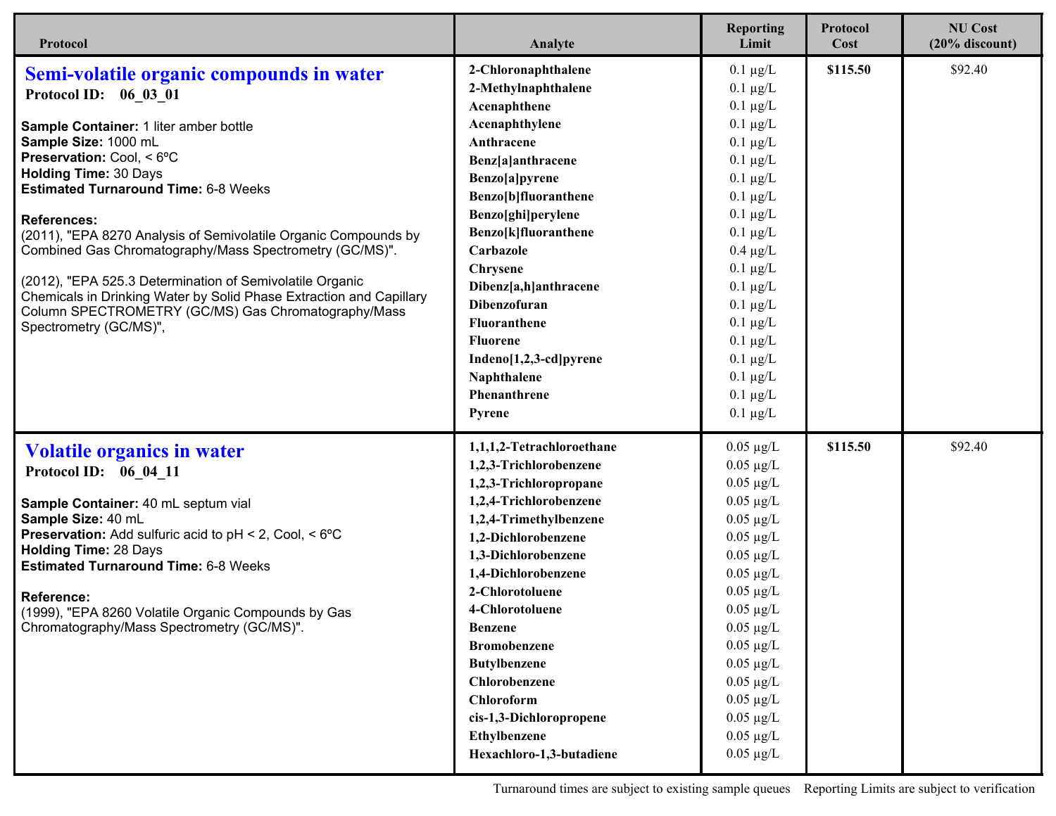| Protocol | Analyte | Reporting Limit | Protocol Cost | NU Cost (20% discount) |
|---|---|---|---|---|
| **Semi-volatile organic compounds in water** | 2-Chloronaphthalene | 0.1 µg/L | $115.50 | $92.40 |
| **Protocol ID: 06_03_01** | 2-Methylnaphthalene | 0.1 µg/L | | |
| | Acenaphthene | 0.1 µg/L | | |
| **Sample Container:** 1 liter amber bottle | Acenaphthylene | 0.1 µg/L | | |
| **Sample Size:** 1000 mL | Anthracene | 0.1 µg/L | | |
| **Preservation:** Cool, < 6ºC | Benz[a]anthracene | 0.1 µg/L | | |
| **Holding Time:** 30 Days | Benzo[a]pyrene | 0.1 µg/L | | |
| **Estimated Turnaround Time:** 6-8 Weeks | Benzo[b]fluoranthene | 0.1 µg/L | | |
| | Benzo[ghi]perylene | 0.1 µg/L | | |
| **References:** | Benzo[k]fluoranthene | 0.1 µg/L | | |
| (2011), "EPA 8270 Analysis of Semivolatile Organic Compounds by Combined Gas Chromatography/Mass Spectrometry (GC/MS)". | Carbazole | 0.4 µg/L | | |
| | Chrysene | 0.1 µg/L | | |
| (2012), "EPA 525.3 Determination of Semivolatile Organic Chemicals in Drinking Water by Solid Phase Extraction and Capillary Column SPECTROMETRY (GC/MS) Gas Chromatography/Mass Spectrometry (GC/MS)", | Dibenz[a,h]anthracene | 0.1 µg/L | | |
| | Dibenzofuran | 0.1 µg/L | | |
| | Fluoranthene | 0.1 µg/L | | |
| | Fluorene | 0.1 µg/L | | |
| | Indeno[1,2,3-cd]pyrene | 0.1 µg/L | | |
| | Naphthalene | 0.1 µg/L | | |
| | Phenanthrene | 0.1 µg/L | | |
| | Pyrene | 0.1 µg/L | | |
| **Volatile organics in water** | 1,1,1,2-Tetrachloroethane | 0.05 µg/L | $115.50 | $92.40 |
| **Protocol ID: 06_04_11** | 1,2,3-Trichlorobenzene | 0.05 µg/L | | |
| | 1,2,3-Trichloropropane | 0.05 µg/L | | |
| **Sample Container:** 40 mL septum vial | 1,2,4-Trichlorobenzene | 0.05 µg/L | | |
| **Sample Size:** 40 mL | 1,2,4-Trimethylbenzene | 0.05 µg/L | | |
| **Preservation:** Add sulfuric acid to pH < 2, Cool, < 6ºC | 1,2-Dichlorobenzene | 0.05 µg/L | | |
| **Holding Time:** 28 Days | 1,3-Dichlorobenzene | 0.05 µg/L | | |
| **Estimated Turnaround Time:** 6-8 Weeks | 1,4-Dichlorobenzene | 0.05 µg/L | | |
| | 2-Chlorotoluene | 0.05 µg/L | | |
| **Reference:** | 4-Chlorotoluene | 0.05 µg/L | | |
| (1999), "EPA 8260 Volatile Organic Compounds by Gas Chromatography/Mass Spectrometry (GC/MS)". | Benzene | 0.05 µg/L | | |
| | Bromobenzene | 0.05 µg/L | | |
| | Butylbenzene | 0.05 µg/L | | |
| | Chlorobenzene | 0.05 µg/L | | |
| | Chloroform | 0.05 µg/L | | |
| | cis-1,3-Dichloropropene | 0.05 µg/L | | |
| | Ethylbenzene | 0.05 µg/L | | |
| | Hexachloro-1,3-butadiene | 0.05 µg/L | | |

Turnaround times are subject to existing sample queues    Reporting Limits are subject to verification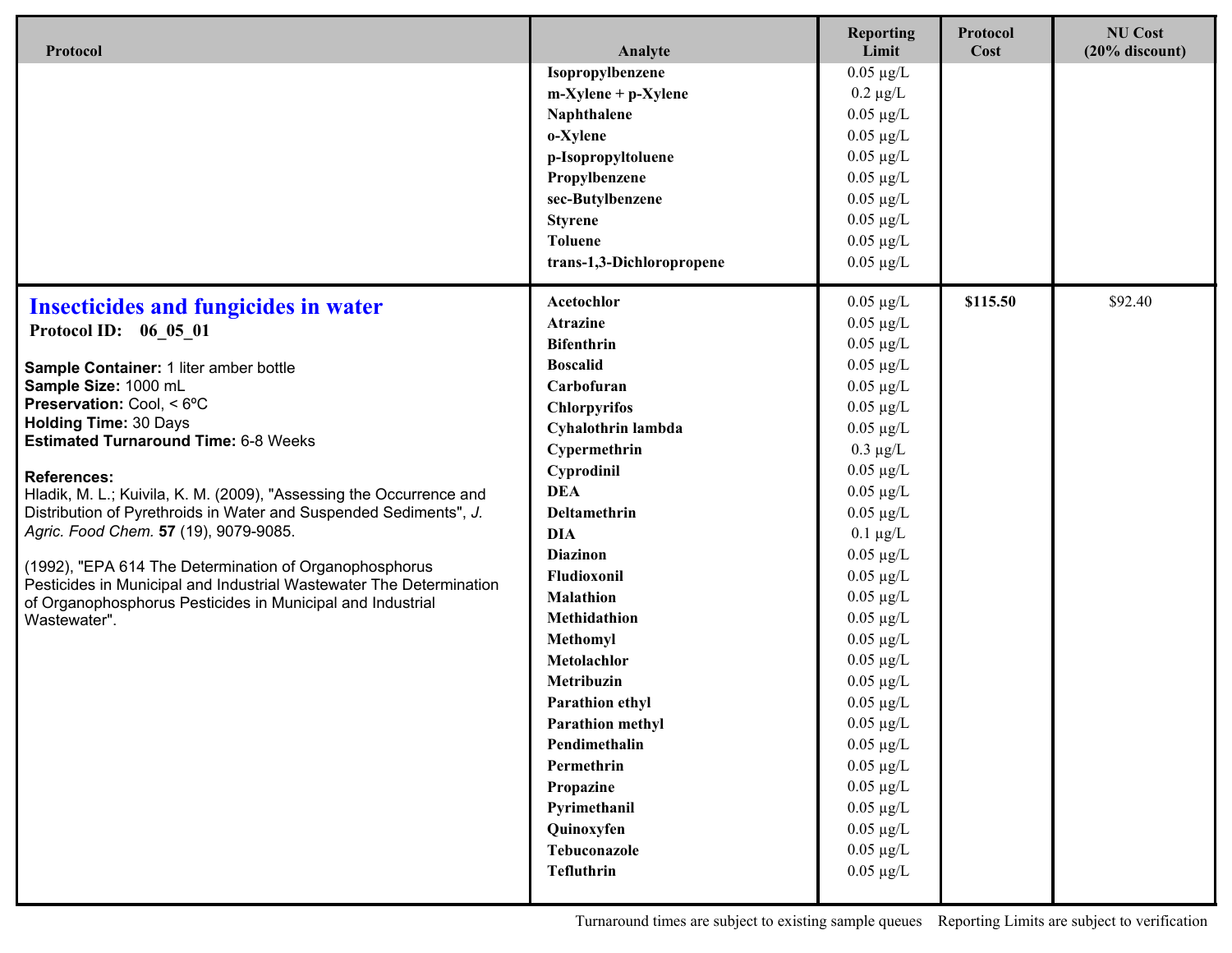| Protocol | Analyte | Reporting Limit | Protocol Cost | NU Cost (20% discount) |
|---|---|---|---|---|
| | Isopropylbenzene | 0.05 µg/L | | |
| | m-Xylene + p-Xylene | 0.2 µg/L | | |
| | Naphthalene | 0.05 µg/L | | |
| | o-Xylene | 0.05 µg/L | | |
| | p-Isopropyltoluene | 0.05 µg/L | | |
| | Propylbenzene | 0.05 µg/L | | |
| | sec-Butylbenzene | 0.05 µg/L | | |
| | Styrene | 0.05 µg/L | | |
| | Toluene | 0.05 µg/L | | |
| | trans-1,3-Dichloropropene | 0.05 µg/L | | |
| **Insecticides and fungicides in water**<br>**Protocol ID: 06_05_01**<br><br>**Sample Container:** 1 liter amber bottle<br>**Sample Size:** 1000 mL<br>**Preservation:** Cool, < 6ºC<br>**Holding Time:** 30 Days<br>**Estimated Turnaround Time:** 6-8 Weeks<br><br>**References:**<br>Hladik, M. L.; Kuivila, K. M. (2009), "Assessing the Occurrence and Distribution of Pyrethroids in Water and Suspended Sediments", *J. Agric. Food Chem.* **57** (19), 9079-9085.<br><br>(1992), "EPA 614 The Determination of Organophosphorus Pesticides in Municipal and Industrial Wastewater The Determination of Organophosphorus Pesticides in Municipal and Industrial Wastewater". | Acetochlor | 0.05 µg/L | $115.50 | $92.40 |
| | Atrazine | 0.05 µg/L | | |
| | Bifenthrin | 0.05 µg/L | | |
| | Boscalid | 0.05 µg/L | | |
| | Carbofuran | 0.05 µg/L | | |
| | Chlorpyrifos | 0.05 µg/L | | |
| | Cyhalothrin lambda | 0.05 µg/L | | |
| | Cypermethrin | 0.3 µg/L | | |
| | Cyprodinil | 0.05 µg/L | | |
| | DEA | 0.05 µg/L | | |
| | Deltamethrin | 0.05 µg/L | | |
| | DIA | 0.1 µg/L | | |
| | Diazinon | 0.05 µg/L | | |
| | Fludioxonil | 0.05 µg/L | | |
| | Malathion | 0.05 µg/L | | |
| | Methidathion | 0.05 µg/L | | |
| | Methomyl | 0.05 µg/L | | |
| | Metolachlor | 0.05 µg/L | | |
| | Metribuzin | 0.05 µg/L | | |
| | Parathion ethyl | 0.05 µg/L | | |
| | Parathion methyl | 0.05 µg/L | | |
| | Pendimethalin | 0.05 µg/L | | |
| | Permethrin | 0.05 µg/L | | |
| | Propazine | 0.05 µg/L | | |
| | Pyrimethanil | 0.05 µg/L | | |
| | Quinoxyfen | 0.05 µg/L | | |
| | Tebuconazole | 0.05 µg/L | | |
| | Tefluthrin | 0.05 µg/L | | |

Turnaround times are subject to existing sample queues    Reporting Limits are subject to verification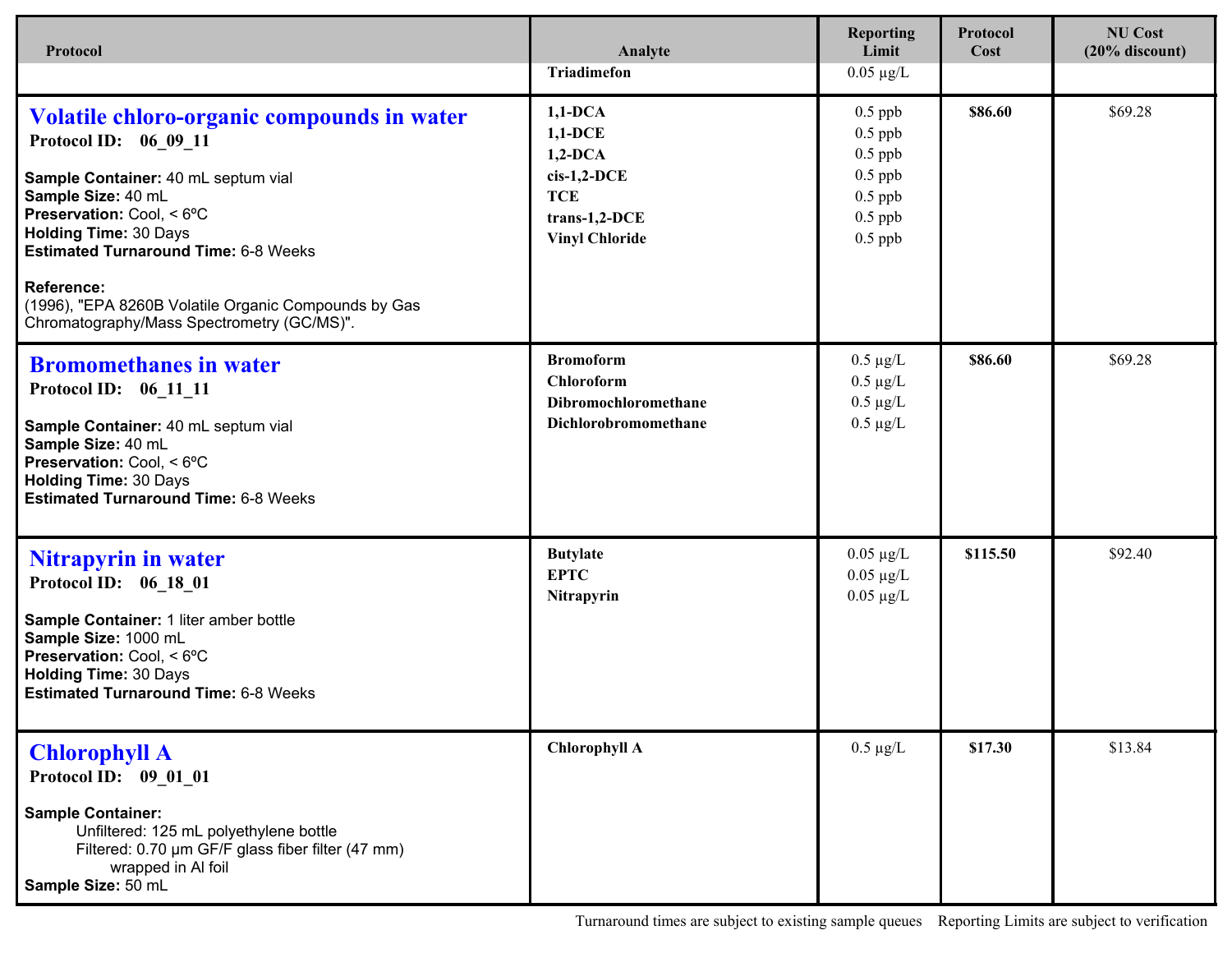| Protocol | Analyte | Reporting Limit | Protocol Cost | NU Cost (20% discount) |
|---|---|---|---|---|
| | **Triadimefon** | 0.05 µg/L | | |
| **Volatile chloro-organic compounds in water**<br>**Protocol ID: 06_09_11**<br><br>**Sample Container:** 40 mL septum vial<br>**Sample Size:** 40 mL<br>**Preservation:** Cool, < 6ºC<br>**Holding Time:** 30 Days<br>**Estimated Turnaround Time:** 6-8 Weeks<br><br>**Reference:**<br>(1996), "EPA 8260B Volatile Organic Compounds by Gas Chromatography/Mass Spectrometry (GC/MS)". | **1,1-DCA**<br>**1,1-DCE**<br>**1,2-DCA**<br>**cis-1,2-DCE**<br>**TCE**<br>**trans-1,2-DCE**<br>**Vinyl Chloride** | 0.5 ppb<br>0.5 ppb<br>0.5 ppb<br>0.5 ppb<br>0.5 ppb<br>0.5 ppb<br>0.5 ppb | **$86.60** | $69.28 |
| **Bromomethanes in water**<br>**Protocol ID: 06_11_11**<br><br>**Sample Container:** 40 mL septum vial<br>**Sample Size:** 40 mL<br>**Preservation:** Cool, < 6ºC<br>**Holding Time:** 30 Days<br>**Estimated Turnaround Time:** 6-8 Weeks | **Bromoform**<br>**Chloroform**<br>**Dibromochloromethane**<br>**Dichlorobromomethane** | 0.5 µg/L<br>0.5 µg/L<br>0.5 µg/L<br>0.5 µg/L | **$86.60** | $69.28 |
| **Nitrapyrin in water**<br>**Protocol ID: 06_18_01**<br><br>**Sample Container:** 1 liter amber bottle<br>**Sample Size:** 1000 mL<br>**Preservation:** Cool, < 6ºC<br>**Holding Time:** 30 Days<br>**Estimated Turnaround Time:** 6-8 Weeks | **Butylate**<br>**EPTC**<br>**Nitrapyrin** | 0.05 µg/L<br>0.05 µg/L<br>0.05 µg/L | **$115.50** | $92.40 |
| **Chlorophyll A**<br>**Protocol ID: 09_01_01**<br><br>**Sample Container:**<br>Unfiltered: 125 mL polyethylene bottle<br>Filtered: 0.70 µm GF/F glass fiber filter (47 mm) wrapped in Al foil<br>**Sample Size:** 50 mL | **Chlorophyll A** | 0.5 µg/L | **$17.30** | $13.84 |

Turnaround times are subject to existing sample queues    Reporting Limits are subject to verification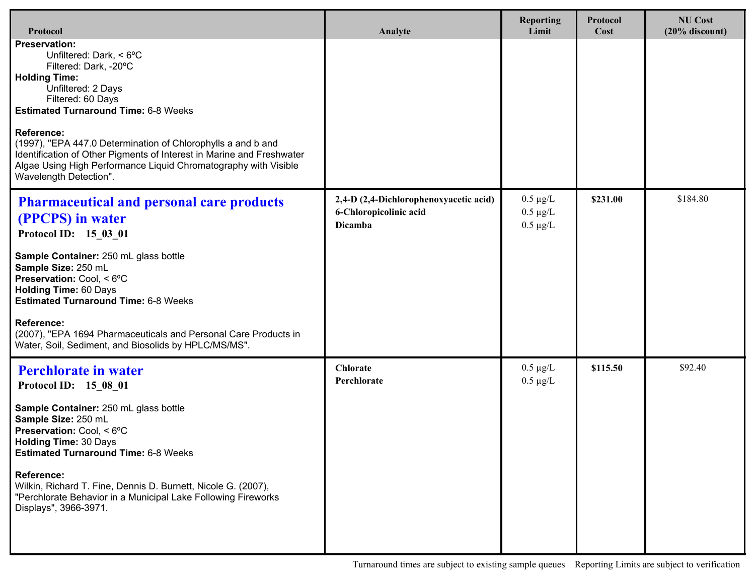| Protocol | Analyte | Reporting Limit | Protocol Cost | NU Cost (20% discount) |
|---|---|---|---|---|
| **Preservation:**<br>Unfiltered: Dark, < 6ºC<br>Filtered: Dark, -20ºC<br>**Holding Time:**<br>Unfiltered: 2 Days<br>Filtered: 60 Days<br>**Estimated Turnaround Time:** 6-8 Weeks<br><br>**Reference:**<br>(1997), "EPA 447.0 Determination of Chlorophylls a and b and Identification of Other Pigments of Interest in Marine and Freshwater Algae Using High Performance Liquid Chromatography with Visible Wavelength Detection". | | | | |
| **Pharmaceutical and personal care products (PPCPS) in water**<br>**Protocol ID: 15_03_01**<br><br>**Sample Container:** 250 mL glass bottle<br>**Sample Size:** 250 mL<br>**Preservation:** Cool, < 6ºC<br>**Holding Time:** 60 Days<br>**Estimated Turnaround Time:** 6-8 Weeks<br><br>**Reference:**<br>(2007), "EPA 1694 Pharmaceuticals and Personal Care Products in Water, Soil, Sediment, and Biosolids by HPLC/MS/MS". | **2,4-D (2,4-Dichlorophenoxyacetic acid)**<br>**6-Chloropicolinic acid**<br>**Dicamba** | 0.5 µg/L<br>0.5 µg/L<br>0.5 µg/L | **$231.00** | $184.80 |
| **Perchlorate in water**<br>**Protocol ID: 15_08_01**<br><br>**Sample Container:** 250 mL glass bottle<br>**Sample Size:** 250 mL<br>**Preservation:** Cool, < 6ºC<br>**Holding Time:** 30 Days<br>**Estimated Turnaround Time:** 6-8 Weeks<br><br>**Reference:**<br>Wilkin, Richard T. Fine, Dennis D. Burnett, Nicole G. (2007), "Perchlorate Behavior in a Municipal Lake Following Fireworks Displays", 3966-3971. | **Chlorate**<br>**Perchlorate** | 0.5 µg/L<br>0.5 µg/L | **$115.50** | $92.40 |

Turnaround times are subject to existing sample queues    Reporting Limits are subject to verification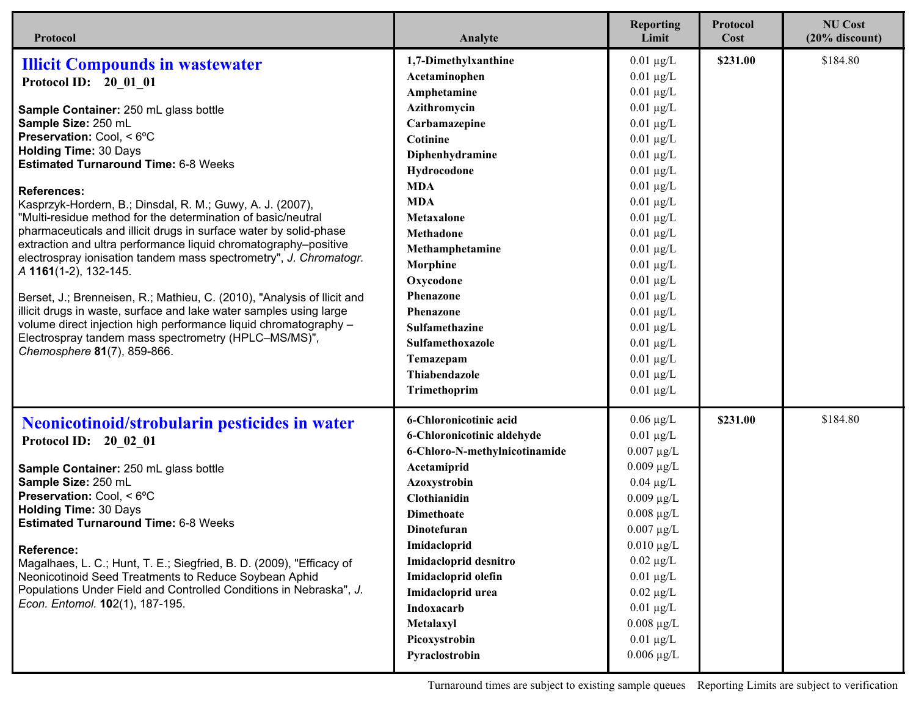| Protocol | Analyte | Reporting Limit | Protocol Cost | NU Cost (20% discount) |
| --- | --- | --- | --- | --- |
| **Illicit Compounds in wastewater**<br>**Protocol ID: 20_01_01**<br><br>**Sample Container:** 250 mL glass bottle<br>**Sample Size:** 250 mL<br>**Preservation:** Cool, < 6ºC<br>**Holding Time:** 30 Days<br>**Estimated Turnaround Time:** 6-8 Weeks<br><br>**References:**<br>Kasprzyk-Hordern, B.; Dinsdal, R. M.; Guwy, A. J. (2007), "Multi-residue method for the determination of basic/neutral pharmaceuticals and illicit drugs in surface water by solid-phase extraction and ultra performance liquid chromatography–positive electrospray ionisation tandem mass spectrometry", *J. Chromatogr. A* **1161**(1-2), 132-145.<br><br>Berset, J.; Brenneisen, R.; Mathieu, C. (2010), "Analysis of llicit and illicit drugs in waste, surface and lake water samples using large volume direct injection high performance liquid chromatography – Electrospray tandem mass spectrometry (HPLC–MS/MS)", *Chemosphere* **81**(7), 859-866. | **1,7-Dimethylxanthine** | 0.01 µg/L | **$231.00** | $184.80 |
| | **Acetaminophen** | 0.01 µg/L | | |
| | **Amphetamine** | 0.01 µg/L | | |
| | **Azithromycin** | 0.01 µg/L | | |
| | **Carbamazepine** | 0.01 µg/L | | |
| | **Cotinine** | 0.01 µg/L | | |
| | **Diphenhydramine** | 0.01 µg/L | | |
| | **Hydrocodone** | 0.01 µg/L | | |
| | **MDA** | 0.01 µg/L | | |
| | **MDA** | 0.01 µg/L | | |
| | **Metaxalone** | 0.01 µg/L | | |
| | **Methadone** | 0.01 µg/L | | |
| | **Methamphetamine** | 0.01 µg/L | | |
| | **Morphine** | 0.01 µg/L | | |
| | **Oxycodone** | 0.01 µg/L | | |
| | **Phenazone** | 0.01 µg/L | | |
| | **Phenazone** | 0.01 µg/L | | |
| | **Sulfamethazine** | 0.01 µg/L | | |
| | **Sulfamethoxazole** | 0.01 µg/L | | |
| | **Temazepam** | 0.01 µg/L | | |
| | **Thiabendazole** | 0.01 µg/L | | |
| | **Trimethoprim** | 0.01 µg/L | | |
| **Neonicotinoid/strobularin pesticides in water**<br>**Protocol ID: 20_02_01**<br><br>**Sample Container:** 250 mL glass bottle<br>**Sample Size:** 250 mL<br>**Preservation:** Cool, < 6ºC<br>**Holding Time:** 30 Days<br>**Estimated Turnaround Time:** 6-8 Weeks<br><br>**Reference:**<br>Magalhaes, L. C.; Hunt, T. E.; Siegfried, B. D. (2009), "Efficacy of Neonicotinoid Seed Treatments to Reduce Soybean Aphid Populations Under Field and Controlled Conditions in Nebraska", *J. Econ. Entomol.* **10**2(1), 187-195. | **6-Chloronicotinic acid** | 0.06 µg/L | **$231.00** | $184.80 |
| | **6-Chloronicotinic aldehyde** | 0.01 µg/L | | |
| | **6-Chloro-N-methylnicotinamide** | 0.007 µg/L | | |
| | **Acetamiprid** | 0.009 µg/L | | |
| | **Azoxystrobin** | 0.04 µg/L | | |
| | **Clothianidin** | 0.009 µg/L | | |
| | **Dimethoate** | 0.008 µg/L | | |
| | **Dinotefuran** | 0.007 µg/L | | |
| | **Imidacloprid** | 0.010 µg/L | | |
| | **Imidacloprid desnitro** | 0.02 µg/L | | |
| | **Imidacloprid olefin** | 0.01 µg/L | | |
| | **Imidacloprid urea** | 0.02 µg/L | | |
| | **Indoxacarb** | 0.01 µg/L | | |
| | **Metalaxyl** | 0.008 µg/L | | |
| | **Picoxystrobin** | 0.01 µg/L | | |
| | **Pyraclostrobin** | 0.006 µg/L | | |

Turnaround times are subject to existing sample queues Reporting Limits are subject to verification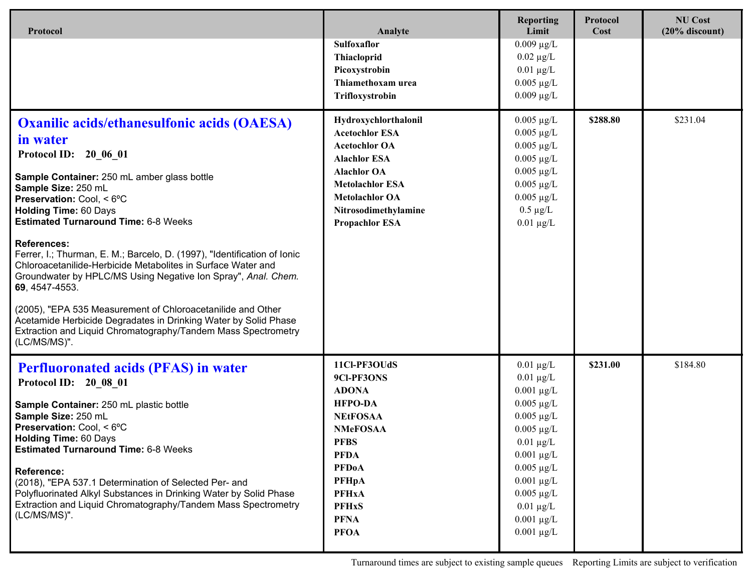| Protocol | Analyte | Reporting Limit | Protocol Cost | NU Cost (20% discount) |
|---|---|---|---|---|
| | **Sulfoxaflor**<br>**Thiacloprid**<br>**Picoxystrobin**<br>**Thiamethoxam urea**<br>**Trifloxystrobin** | 0.009 µg/L<br>0.02 µg/L<br>0.01 µg/L<br>0.005 µg/L<br>0.009 µg/L | | |
| **Oxanilic acids/ethanesulfonic acids (OAESA) in water**<br>**Protocol ID: 20_06_01**<br><br>**Sample Container:** 250 mL amber glass bottle<br>**Sample Size:** 250 mL<br>**Preservation:** Cool, < 6ºC<br>**Holding Time:** 60 Days<br>**Estimated Turnaround Time:** 6-8 Weeks<br><br>**References:**<br>Ferrer, I.; Thurman, E. M.; Barcelo, D. (1997), "Identification of Ionic Chloroacetanilide-Herbicide Metabolites in Surface Water and Groundwater by HPLC/MS Using Negative Ion Spray", *Anal. Chem.* **69**, 4547-4553.<br><br>(2005), "EPA 535 Measurement of Chloroacetanilide and Other Acetamide Herbicide Degradates in Drinking Water by Solid Phase Extraction and Liquid Chromatography/Tandem Mass Spectrometry (LC/MS/MS)". | **Hydroxychlorthalonil**<br>**Acetochlor ESA**<br>**Acetochlor OA**<br>**Alachlor ESA**<br>**Alachlor OA**<br>**Metolachlor ESA**<br>**Metolachlor OA**<br>**Nitrosodimethylamine**<br>**Propachlor ESA** | 0.005 µg/L<br>0.005 µg/L<br>0.005 µg/L<br>0.005 µg/L<br>0.005 µg/L<br>0.005 µg/L<br>0.005 µg/L<br>0.5 µg/L<br>0.01 µg/L | **$288.80** | $231.04 |
| **Perfluoronated acids (PFAS) in water**<br>**Protocol ID: 20_08_01**<br><br>**Sample Container:** 250 mL plastic bottle<br>**Sample Size:** 250 mL<br>**Preservation:** Cool, < 6ºC<br>**Holding Time:** 60 Days<br>**Estimated Turnaround Time:** 6-8 Weeks<br><br>**Reference:**<br>(2018), "EPA 537.1 Determination of Selected Per- and Polyfluorinated Alkyl Substances in Drinking Water by Solid Phase Extraction and Liquid Chromatography/Tandem Mass Spectrometry (LC/MS/MS)". | **11Cl-PF3OUdS**<br>**9Cl-PF3ONS**<br>**ADONA**<br>**HFPO-DA**<br>**NEtFOSAA**<br>**NMeFOSAA**<br>**PFBS**<br>**PFDA**<br>**PFDoA**<br>**PFHpA**<br>**PFHxA**<br>**PFHxS**<br>**PFNA**<br>**PFOA** | 0.01 µg/L<br>0.01 µg/L<br>0.001 µg/L<br>0.005 µg/L<br>0.005 µg/L<br>0.005 µg/L<br>0.01 µg/L<br>0.001 µg/L<br>0.005 µg/L<br>0.001 µg/L<br>0.005 µg/L<br>0.01 µg/L<br>0.001 µg/L<br>0.001 µg/L | **$231.00** | $184.80 |

Turnaround times are subject to existing sample queues  Reporting Limits are subject to verification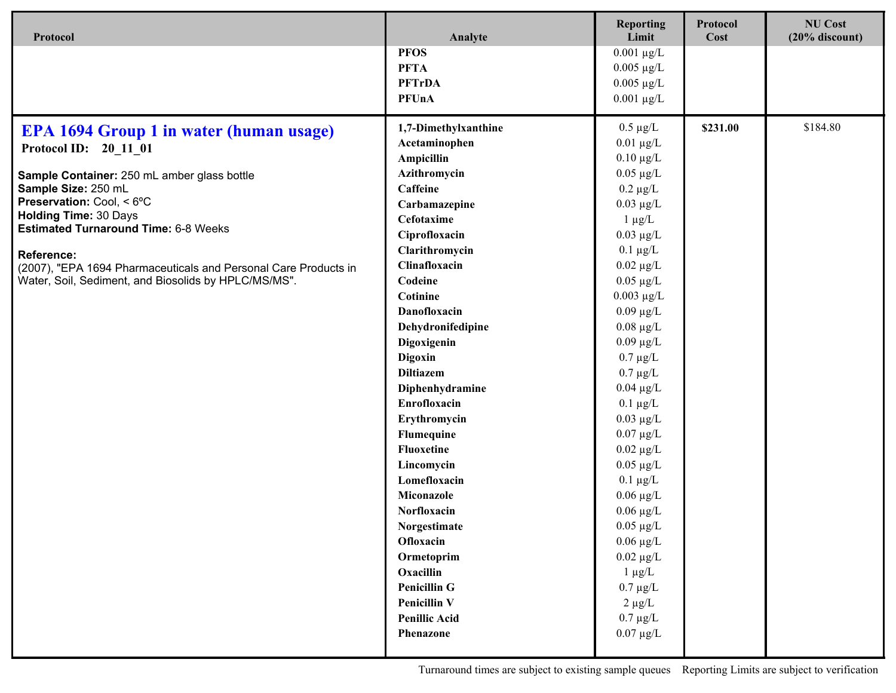| Protocol | Analyte | Reporting Limit | Protocol Cost | NU Cost (20% discount) |
|---|---|---|---|---|
| | PFOS | 0.001 µg/L | | |
| | PFTA | 0.005 µg/L | | |
| | PFTrDA | 0.005 µg/L | | |
| | PFUnA | 0.001 µg/L | | |
| **EPA 1694 Group 1 in water (human usage)**<br>**Protocol ID:** 20_11_01<br><br>**Sample Container:** 250 mL amber glass bottle<br>**Sample Size:** 250 mL<br>**Preservation:** Cool, < 6ºC<br>**Holding Time:** 30 Days<br>**Estimated Turnaround Time:** 6-8 Weeks<br><br>**Reference:**<br>(2007), "EPA 1694 Pharmaceuticals and Personal Care Products in Water, Soil, Sediment, and Biosolids by HPLC/MS/MS". | 1,7-Dimethylxanthine | 0.5 µg/L | $231.00 | $184.80 |
| | Acetaminophen | 0.01 µg/L | | |
| | Ampicillin | 0.10 µg/L | | |
| | Azithromycin | 0.05 µg/L | | |
| | Caffeine | 0.2 µg/L | | |
| | Carbamazepine | 0.03 µg/L | | |
| | Cefotaxime | 1 µg/L | | |
| | Ciprofloxacin | 0.03 µg/L | | |
| | Clarithromycin | 0.1 µg/L | | |
| | Clinafloxacin | 0.02 µg/L | | |
| | Codeine | 0.05 µg/L | | |
| | Cotinine | 0.003 µg/L | | |
| | Danofloxacin | 0.09 µg/L | | |
| | Dehydronifedipine | 0.08 µg/L | | |
| | Digoxigenin | 0.09 µg/L | | |
| | Digoxin | 0.7 µg/L | | |
| | Diltiazem | 0.7 µg/L | | |
| | Diphenhydramine | 0.04 µg/L | | |
| | Enrofloxacin | 0.1 µg/L | | |
| | Erythromycin | 0.03 µg/L | | |
| | Flumequine | 0.07 µg/L | | |
| | Fluoxetine | 0.02 µg/L | | |
| | Lincomycin | 0.05 µg/L | | |
| | Lomefloxacin | 0.1 µg/L | | |
| | Miconazole | 0.06 µg/L | | |
| | Norfloxacin | 0.06 µg/L | | |
| | Norgestimate | 0.05 µg/L | | |
| | Ofloxacin | 0.06 µg/L | | |
| | Ormetoprim | 0.02 µg/L | | |
| | Oxacillin | 1 µg/L | | |
| | Penicillin G | 0.7 µg/L | | |
| | Penicillin V | 2 µg/L | | |
| | Penillic Acid | 0.7 µg/L | | |
| | Phenazone | 0.07 µg/L | | |

Turnaround times are subject to existing sample queues Reporting Limits are subject to verification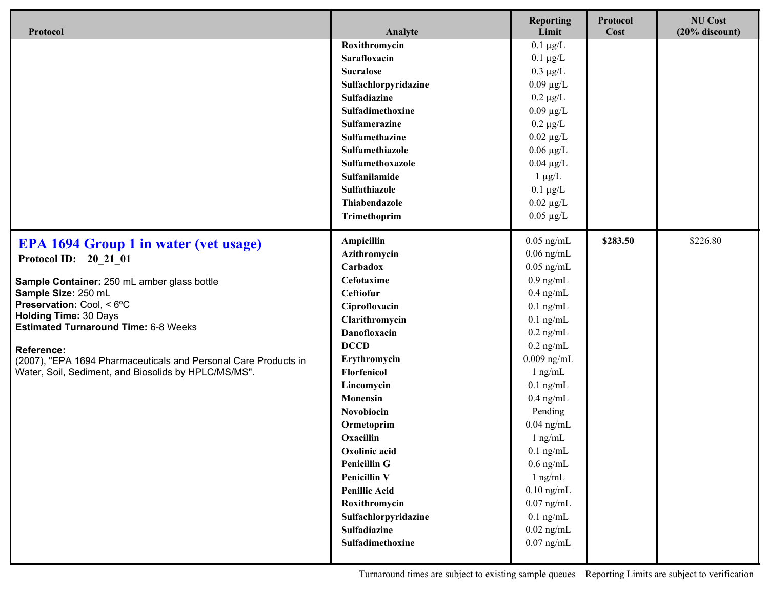| Protocol | Analyte | Reporting Limit | Protocol Cost | NU Cost (20% discount) |
|---|---|---|---|---|
| | **Roxithromycin** | 0.1 µg/L | | |
| | **Sarafloxacin** | 0.1 µg/L | | |
| | **Sucralose** | 0.3 µg/L | | |
| | **Sulfachlorpyridazine** | 0.09 µg/L | | |
| | **Sulfadiazine** | 0.2 µg/L | | |
| | **Sulfadimethoxine** | 0.09 µg/L | | |
| | **Sulfamerazine** | 0.2 µg/L | | |
| | **Sulfamethazine** | 0.02 µg/L | | |
| | **Sulfamethiazole** | 0.06 µg/L | | |
| | **Sulfamethoxazole** | 0.04 µg/L | | |
| | **Sulfanilamide** | 1 µg/L | | |
| | **Sulfathiazole** | 0.1 µg/L | | |
| | **Thiabendazole** | 0.02 µg/L | | |
| | **Trimethoprim** | 0.05 µg/L | | |
| **EPA 1694 Group 1 in water (vet usage)**<br>**Protocol ID: 20_21_01**<br><br>**Sample Container:** 250 mL amber glass bottle<br>**Sample Size:** 250 mL<br>**Preservation:** Cool, < 6ºC<br>**Holding Time:** 30 Days<br>**Estimated Turnaround Time:** 6-8 Weeks<br><br>**Reference:**<br>(2007), "EPA 1694 Pharmaceuticals and Personal Care Products in Water, Soil, Sediment, and Biosolids by HPLC/MS/MS". | **Ampicillin** | 0.05 ng/mL | **$283.50** | $226.80 |
| | **Azithromycin** | 0.06 ng/mL | | |
| | **Carbadox** | 0.05 ng/mL | | |
| | **Cefotaxime** | 0.9 ng/mL | | |
| | **Ceftiofur** | 0.4 ng/mL | | |
| | **Ciprofloxacin** | 0.1 ng/mL | | |
| | **Clarithromycin** | 0.1 ng/mL | | |
| | **Danofloxacin** | 0.2 ng/mL | | |
| | **DCCD** | 0.2 ng/mL | | |
| | **Erythromycin** | 0.009 ng/mL | | |
| | **Florfenicol** | 1 ng/mL | | |
| | **Lincomycin** | 0.1 ng/mL | | |
| | **Monensin** | 0.4 ng/mL | | |
| | **Novobiocin** | Pending | | |
| | **Ormetoprim** | 0.04 ng/mL | | |
| | **Oxacillin** | 1 ng/mL | | |
| | **Oxolinic acid** | 0.1 ng/mL | | |
| | **Penicillin G** | 0.6 ng/mL | | |
| | **Penicillin V** | 1 ng/mL | | |
| | **Penillic Acid** | 0.10 ng/mL | | |
| | **Roxithromycin** | 0.07 ng/mL | | |
| | **Sulfachlorpyridazine** | 0.1 ng/mL | | |
| | **Sulfadiazine** | 0.02 ng/mL | | |
| | **Sulfadimethoxine** | 0.07 ng/mL | | |

Turnaround times are subject to existing sample queues    Reporting Limits are subject to verification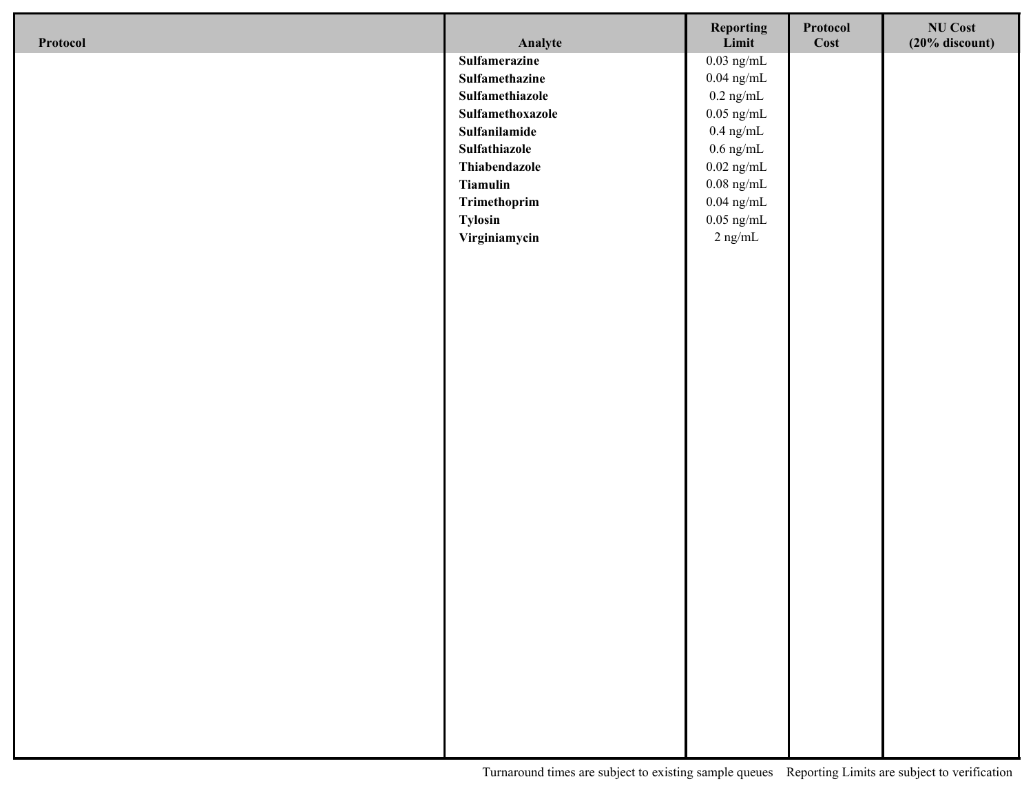| Protocol | Analyte | Reporting Limit | Protocol Cost | NU Cost (20% discount) |
| --- | --- | --- | --- | --- |
| | **Sulfamerazine** | 0.03 ng/mL | | |
| | **Sulfamethazine** | 0.04 ng/mL | | |
| | **Sulfamethiazole** | 0.2 ng/mL | | |
| | **Sulfamethoxazole** | 0.05 ng/mL | | |
| | **Sulfanilamide** | 0.4 ng/mL | | |
| | **Sulfathiazole** | 0.6 ng/mL | | |
| | **Thiabendazole** | 0.02 ng/mL | | |
| | **Tiamulin** | 0.08 ng/mL | | |
| | **Trimethoprim** | 0.04 ng/mL | | |
| | **Tylosin** | 0.05 ng/mL | | |
| | **Virginiamycin** | 2 ng/mL | | |

Turnaround times are subject to existing sample queues    Reporting Limits are subject to verification